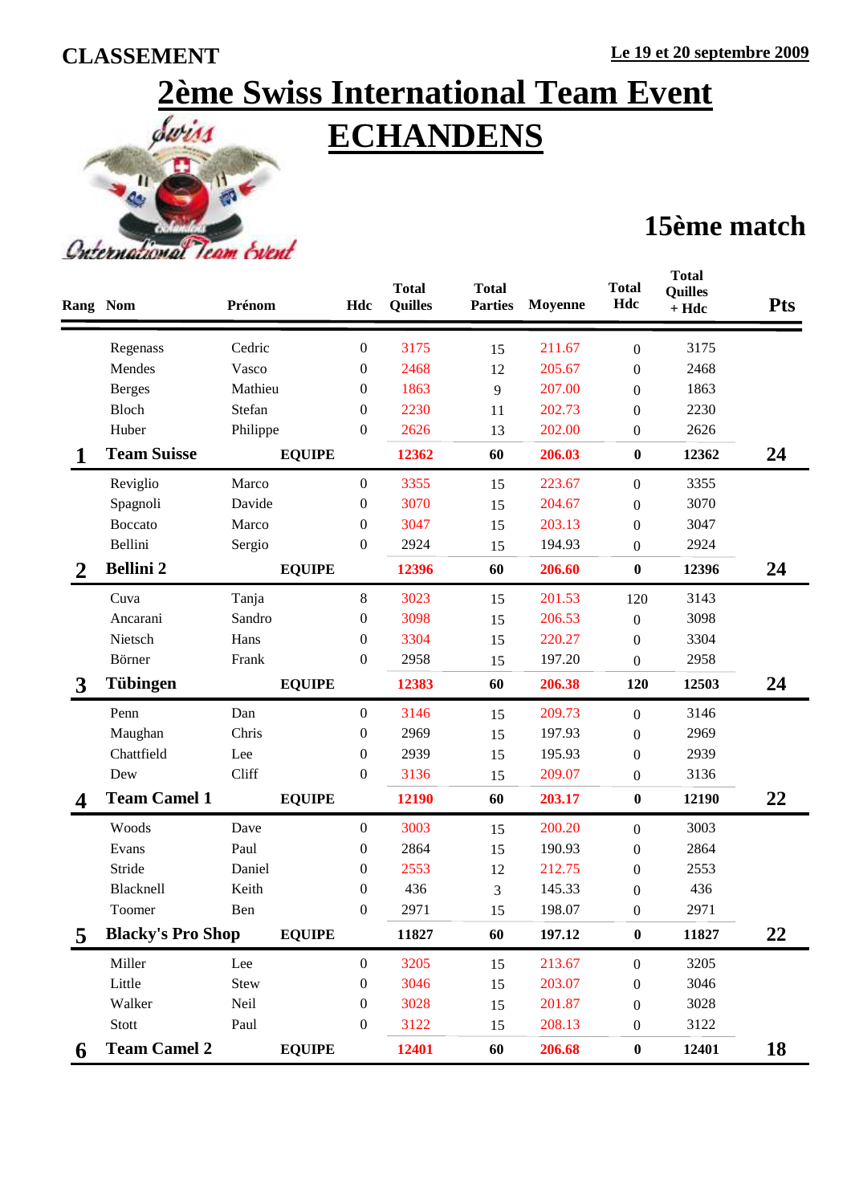**CLASSEMENT** **Le 19 et 20 septembre 2009**

# 2ème Swiss International Team Event
# ECHANDENS

## 15ème match

| Rang | Nom | Prénom | Hdc | Total Quilles | Total Parties | Moyenne | Total Hdc | Total Quilles + Hdc | Pts |
|---|---|---|---|---|---|---|---|---|---|
| | Regenass | Cedric | 0 | 3175 | 15 | 211.67 | 0 | 3175 | |
| | Mendes | Vasco | 0 | 2468 | 12 | 205.67 | 0 | 2468 | |
| | Berges | Mathieu | 0 | 1863 | 9 | 207.00 | 0 | 1863 | |
| | Bloch | Stefan | 0 | 2230 | 11 | 202.73 | 0 | 2230 | |
| | Huber | Philippe | 0 | 2626 | 13 | 202.00 | 0 | 2626 | |
| **1** | **Team Suisse** | **EQUIPE** | | **12362** | **60** | **206.03** | **0** | **12362** | **24** |
| | Reviglio | Marco | 0 | 3355 | 15 | 223.67 | 0 | 3355 | |
| | Spagnoli | Davide | 0 | 3070 | 15 | 204.67 | 0 | 3070 | |
| | Boccato | Marco | 0 | 3047 | 15 | 203.13 | 0 | 3047 | |
| | Bellini | Sergio | 0 | 2924 | 15 | 194.93 | 0 | 2924 | |
| **2** | **Bellini 2** | **EQUIPE** | | **12396** | **60** | **206.60** | **0** | **12396** | **24** |
| | Cuva | Tanja | 8 | 3023 | 15 | 201.53 | 120 | 3143 | |
| | Ancarani | Sandro | 0 | 3098 | 15 | 206.53 | 0 | 3098 | |
| | Nietsch | Hans | 0 | 3304 | 15 | 220.27 | 0 | 3304 | |
| | Börner | Frank | 0 | 2958 | 15 | 197.20 | 0 | 2958 | |
| **3** | **Tübingen** | **EQUIPE** | | **12383** | **60** | **206.38** | **120** | **12503** | **24** |
| | Penn | Dan | 0 | 3146 | 15 | 209.73 | 0 | 3146 | |
| | Maughan | Chris | 0 | 2969 | 15 | 197.93 | 0 | 2969 | |
| | Chattfield | Lee | 0 | 2939 | 15 | 195.93 | 0 | 2939 | |
| | Dew | Cliff | 0 | 3136 | 15 | 209.07 | 0 | 3136 | |
| **4** | **Team Camel 1** | **EQUIPE** | | **12190** | **60** | **203.17** | **0** | **12190** | **22** |
| | Woods | Dave | 0 | 3003 | 15 | 200.20 | 0 | 3003 | |
| | Evans | Paul | 0 | 2864 | 15 | 190.93 | 0 | 2864 | |
| | Stride | Daniel | 0 | 2553 | 12 | 212.75 | 0 | 2553 | |
| | Blacknell | Keith | 0 | 436 | 3 | 145.33 | 0 | 436 | |
| | Toomer | Ben | 0 | 2971 | 15 | 198.07 | 0 | 2971 | |
| **5** | **Blacky's Pro Shop** | **EQUIPE** | | **11827** | **60** | **197.12** | **0** | **11827** | **22** |
| | Miller | Lee | 0 | 3205 | 15 | 213.67 | 0 | 3205 | |
| | Little | Stew | 0 | 3046 | 15 | 203.07 | 0 | 3046 | |
| | Walker | Neil | 0 | 3028 | 15 | 201.87 | 0 | 3028 | |
| | Stott | Paul | 0 | 3122 | 15 | 208.13 | 0 | 3122 | |
| **6** | **Team Camel 2** | **EQUIPE** | | **12401** | **60** | **206.68** | **0** | **12401** | **18** |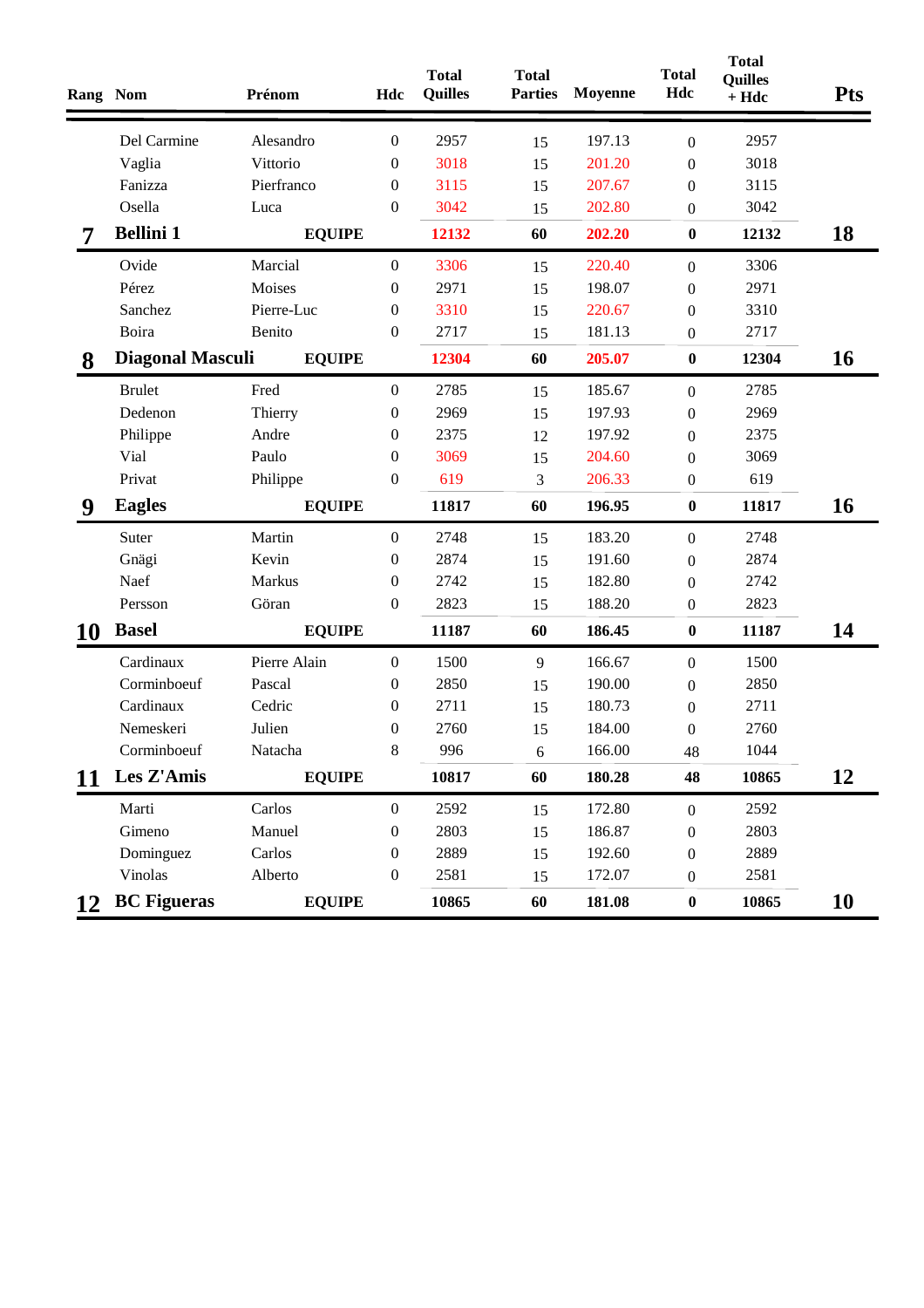| Rang | Nom | Prénom | Hdc | Total Quilles | Total Parties | Moyenne | Total Hdc | Total Quilles + Hdc | Pts |
|---|---|---|---|---|---|---|---|---|---|
| | Del Carmine | Alesandro | 0 | 2957 | 15 | 197.13 | 0 | 2957 | |
| | Vaglia | Vittorio | 0 | 3018 | 15 | 201.20 | 0 | 3018 | |
| | Fanizza | Pierfranco | 0 | 3115 | 15 | 207.67 | 0 | 3115 | |
| | Osella | Luca | 0 | 3042 | 15 | 202.80 | 0 | 3042 | |
| **7** | **Bellini 1** | **EQUIPE** | | **12132** | **60** | **202.20** | **0** | **12132** | **18** |
| | Ovide | Marcial | 0 | 3306 | 15 | 220.40 | 0 | 3306 | |
| | Pérez | Moises | 0 | 2971 | 15 | 198.07 | 0 | 2971 | |
| | Sanchez | Pierre-Luc | 0 | 3310 | 15 | 220.67 | 0 | 3310 | |
| | Boira | Benito | 0 | 2717 | 15 | 181.13 | 0 | 2717 | |
| **8** | **Diagonal Masculi** | **EQUIPE** | | **12304** | **60** | **205.07** | **0** | **12304** | **16** |
| | Brulet | Fred | 0 | 2785 | 15 | 185.67 | 0 | 2785 | |
| | Dedenon | Thierry | 0 | 2969 | 15 | 197.93 | 0 | 2969 | |
| | Philippe | Andre | 0 | 2375 | 12 | 197.92 | 0 | 2375 | |
| | Vial | Paulo | 0 | 3069 | 15 | 204.60 | 0 | 3069 | |
| | Privat | Philippe | 0 | 619 | 3 | 206.33 | 0 | 619 | |
| **9** | **Eagles** | **EQUIPE** | | **11817** | **60** | **196.95** | **0** | **11817** | **16** |
| | Suter | Martin | 0 | 2748 | 15 | 183.20 | 0 | 2748 | |
| | Gnägi | Kevin | 0 | 2874 | 15 | 191.60 | 0 | 2874 | |
| | Naef | Markus | 0 | 2742 | 15 | 182.80 | 0 | 2742 | |
| | Persson | Göran | 0 | 2823 | 15 | 188.20 | 0 | 2823 | |
| **10** | **Basel** | **EQUIPE** | | **11187** | **60** | **186.45** | **0** | **11187** | **14** |
| | Cardinaux | Pierre Alain | 0 | 1500 | 9 | 166.67 | 0 | 1500 | |
| | Corminboeuf | Pascal | 0 | 2850 | 15 | 190.00 | 0 | 2850 | |
| | Cardinaux | Cedric | 0 | 2711 | 15 | 180.73 | 0 | 2711 | |
| | Nemeskeri | Julien | 0 | 2760 | 15 | 184.00 | 0 | 2760 | |
| | Corminboeuf | Natacha | 8 | 996 | 6 | 166.00 | 48 | 1044 | |
| **11** | **Les Z'Amis** | **EQUIPE** | | **10817** | **60** | **180.28** | **48** | **10865** | **12** |
| | Marti | Carlos | 0 | 2592 | 15 | 172.80 | 0 | 2592 | |
| | Gimeno | Manuel | 0 | 2803 | 15 | 186.87 | 0 | 2803 | |
| | Dominguez | Carlos | 0 | 2889 | 15 | 192.60 | 0 | 2889 | |
| | Vinolas | Alberto | 0 | 2581 | 15 | 172.07 | 0 | 2581 | |
| **12** | **BC Figueras** | **EQUIPE** | | **10865** | **60** | **181.08** | **0** | **10865** | **10** |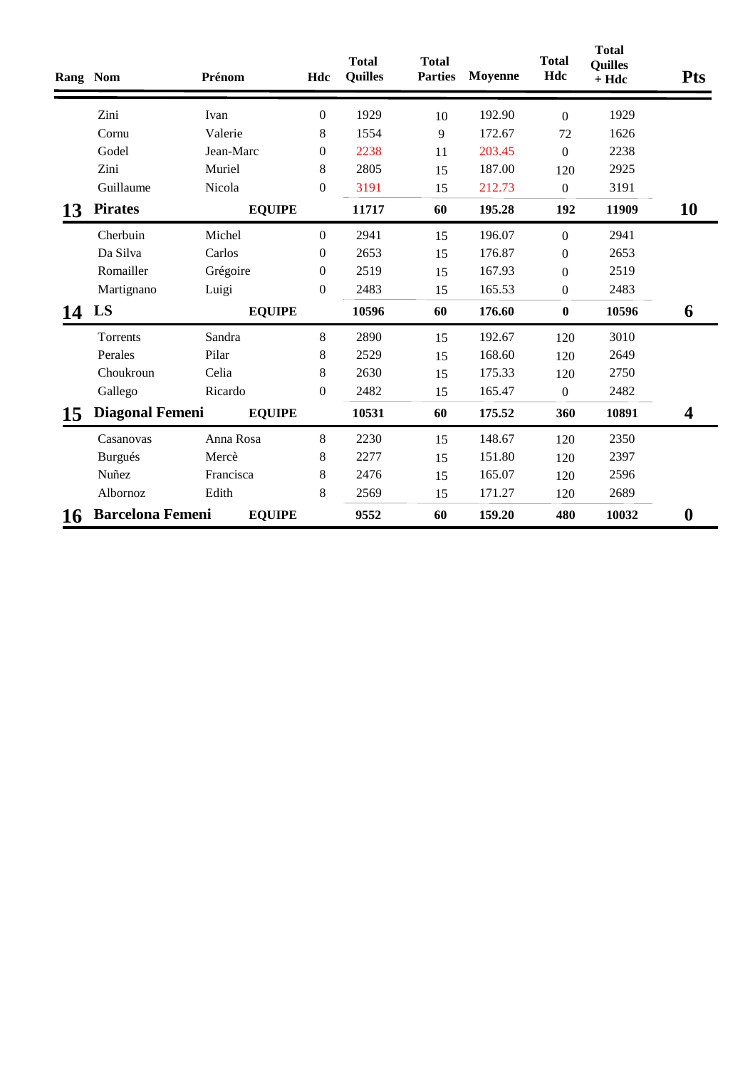| Rang | Nom | Prénom | Hdc | Total Quilles | Total Parties | Moyenne | Total Hdc | Total Quilles + Hdc | Pts |
|---|---|---|---|---|---|---|---|---|---|
| | Zini | Ivan | 0 | 1929 | 10 | 192.90 | 0 | 1929 | |
| | Cornu | Valerie | 8 | 1554 | 9 | 172.67 | 72 | 1626 | |
| | Godel | Jean-Marc | 0 | 2238 | 11 | 203.45 | 0 | 2238 | |
| | Zini | Muriel | 8 | 2805 | 15 | 187.00 | 120 | 2925 | |
| | Guillaume | Nicola | 0 | 3191 | 15 | 212.73 | 0 | 3191 | |
| **13** | **Pirates** | **EQUIPE** | | **11717** | **60** | **195.28** | **192** | **11909** | **10** |
| | Cherbuin | Michel | 0 | 2941 | 15 | 196.07 | 0 | 2941 | |
| | Da Silva | Carlos | 0 | 2653 | 15 | 176.87 | 0 | 2653 | |
| | Romailler | Grégoire | 0 | 2519 | 15 | 167.93 | 0 | 2519 | |
| | Martignano | Luigi | 0 | 2483 | 15 | 165.53 | 0 | 2483 | |
| **14** | **LS** | **EQUIPE** | | **10596** | **60** | **176.60** | **0** | **10596** | **6** |
| | Torrents | Sandra | 8 | 2890 | 15 | 192.67 | 120 | 3010 | |
| | Perales | Pilar | 8 | 2529 | 15 | 168.60 | 120 | 2649 | |
| | Choukroun | Celia | 8 | 2630 | 15 | 175.33 | 120 | 2750 | |
| | Gallego | Ricardo | 0 | 2482 | 15 | 165.47 | 0 | 2482 | |
| **15** | **Diagonal Femeni** | **EQUIPE** | | **10531** | **60** | **175.52** | **360** | **10891** | **4** |
| | Casanovas | Anna Rosa | 8 | 2230 | 15 | 148.67 | 120 | 2350 | |
| | Burgués | Mercè | 8 | 2277 | 15 | 151.80 | 120 | 2397 | |
| | Nuñez | Francisca | 8 | 2476 | 15 | 165.07 | 120 | 2596 | |
| | Albornoz | Edith | 8 | 2569 | 15 | 171.27 | 120 | 2689 | |
| **16** | **Barcelona Femeni** | **EQUIPE** | | **9552** | **60** | **159.20** | **480** | **10032** | **0** |